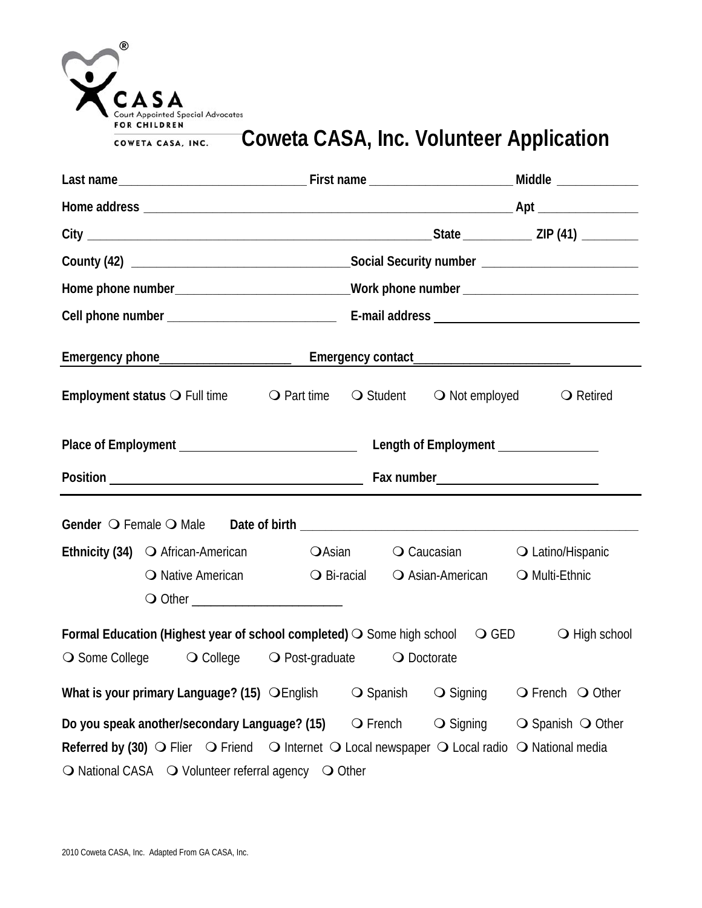CASA®
Court Appointed Special Advocates
FOR CHILDREN
COWETA CASA, INC.

# Coweta CASA, Inc. Volunteer Application

**Last name**\_\_\_\_\_\_\_\_\_\_\_\_\_\_\_\_\_\_\_\_\_\_\_\_\_\_\_\_ **First name** \_\_\_\_\_\_\_\_\_\_\_\_\_\_\_\_\_\_\_\_\_\_ **Middle** \_\_\_\_\_\_\_\_\_\_\_\_

**Home address** \_\_\_\_\_\_\_\_\_\_\_\_\_\_\_\_\_\_\_\_\_\_\_\_\_\_\_\_\_\_\_\_\_\_\_\_\_\_\_\_\_\_\_\_\_\_\_\_\_\_\_\_\_\_\_\_ **Apt** \_\_\_\_\_\_\_\_\_\_\_\_\_\_\_

**City** \_\_\_\_\_\_\_\_\_\_\_\_\_\_\_\_\_\_\_\_\_\_\_\_\_\_\_\_\_\_\_\_\_\_\_\_\_\_\_\_\_\_\_\_\_\_\_\_\_\_\_\_\_\_ **State** \_\_\_\_\_\_\_\_\_\_ **ZIP (41)** \_\_\_\_\_\_\_\_\_

**County (42)** \_\_\_\_\_\_\_\_\_\_\_\_\_\_\_\_\_\_\_\_\_\_\_\_\_\_\_\_\_\_\_\_\_\_ **Social Security number** \_\_\_\_\_\_\_\_\_\_\_\_\_\_\_\_\_\_\_\_\_\_\_\_

**Home phone number**\_\_\_\_\_\_\_\_\_\_\_\_\_\_\_\_\_\_\_\_\_\_\_\_\_\_\_ **Work phone number** \_\_\_\_\_\_\_\_\_\_\_\_\_\_\_\_\_\_\_\_\_\_\_\_\_\_

**Cell phone number** \_\_\_\_\_\_\_\_\_\_\_\_\_\_\_\_\_\_\_\_\_\_\_\_\_\_ **E-mail address** \_\_\_\_\_\_\_\_\_\_\_\_\_\_\_\_\_\_\_\_\_\_\_\_\_\_\_\_\_\_

**Emergency phone**\_\_\_\_\_\_\_\_\_\_\_\_\_\_\_\_\_\_\_\_\_ **Emergency contact**\_\_\_\_\_\_\_\_\_\_\_\_\_\_\_\_\_\_\_\_\_\_\_\_\_

---

**Employment status** ❍ Full time ❍ Part time ❍ Student ❍ Not employed ❍ Retired

**Place of Employment** \_\_\_\_\_\_\_\_\_\_\_\_\_\_\_\_\_\_\_\_\_\_\_\_\_\_\_ **Length of Employment** \_\_\_\_\_\_\_\_\_\_\_\_\_\_\_

**Position** \_\_\_\_\_\_\_\_\_\_\_\_\_\_\_\_\_\_\_\_\_\_\_\_\_\_\_\_\_\_\_\_\_\_\_\_\_\_\_ **Fax number**\_\_\_\_\_\_\_\_\_\_\_\_\_\_\_\_\_\_\_\_\_\_\_\_\_

---

**Gender** ❍ Female ❍ Male **Date of birth** \_\_\_\_\_\_\_\_\_\_\_\_\_\_\_\_\_\_\_\_\_\_\_\_\_\_\_\_\_\_\_\_\_\_\_\_\_\_\_\_\_\_\_\_\_\_\_\_\_\_\_\_

**Ethnicity (34)** ❍ African-American ❍Asian ❍ Caucasian ❍ Latino/Hispanic
❍ Native American ❍ Bi-racial ❍ Asian-American ❍ Multi-Ethnic
❍ Other \_\_\_\_\_\_\_\_\_\_\_\_\_\_\_\_\_\_\_\_\_\_\_

**Formal Education (Highest year of school completed)** ❍ Some high school ❍ GED ❍ High school
❍ Some College ❍ College ❍ Post-graduate ❍ Doctorate

**What is your primary Language? (15)** ❍English ❍ Spanish ❍ Signing ❍ French ❍ Other

**Do you speak another/secondary Language? (15)** ❍ French ❍ Signing ❍ Spanish ❍ Other

**Referred by (30)** ❍ Flier ❍ Friend ❍ Internet ❍ Local newspaper ❍ Local radio ❍ National media
❍ National CASA ❍ Volunteer referral agency ❍ Other

2010 Coweta CASA, Inc. Adapted From GA CASA, Inc.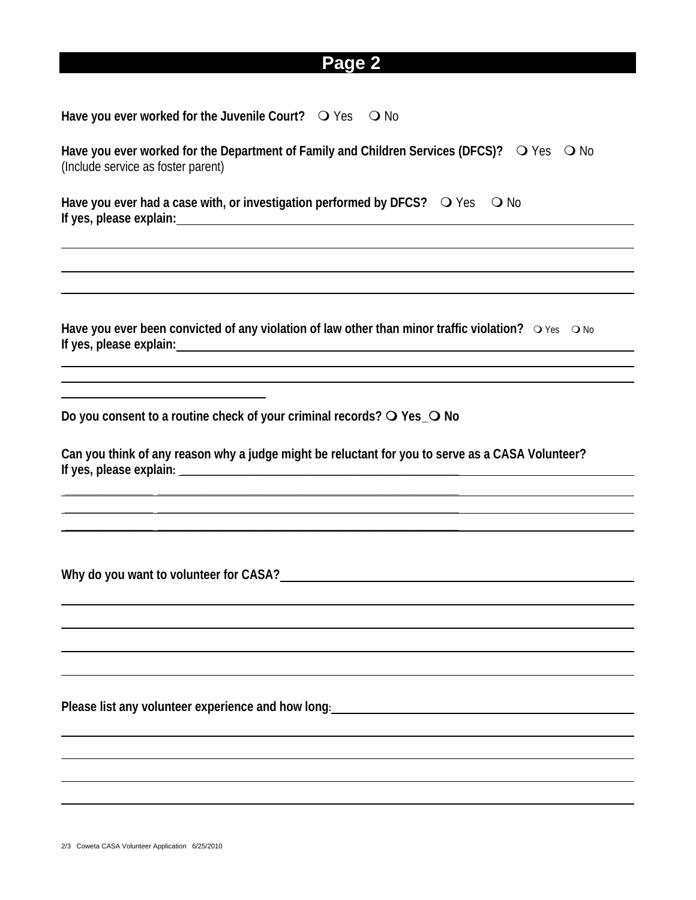# Page 2

**Have you ever worked for the Juvenile Court?** ❍ Yes ❍ No

**Have you ever worked for the Department of Family and Children Services (DFCS)?** ❍ Yes ❍ No
(Include service as foster parent)

**Have you ever had a case with, or investigation performed by DFCS?** ❍ Yes ❍ No
**If yes, please explain:** ______________________________________________

______________________________________________

______________________________________________

______________________________________________

**Have you ever been convicted of any violation of law other than minor traffic violation?** ❍ Yes ❍ No
**If yes, please explain:** ______________________________________________

______________________________________________

______________________________________________

______________________

**Do you consent to a routine check of your criminal records? ❍ Yes_❍ No**

**Can you think of any reason why a judge might be reluctant for you to serve as a CASA Volunteer?**
**If yes, please explain:** ______________________________________________

______________________________________________

______________________________________________

______________________________________________

**Why do you want to volunteer for CASA?** ______________________________________________

______________________________________________

______________________________________________

______________________________________________

______________________________________________

**Please list any volunteer experience and how long:** ______________________________________________

______________________________________________

______________________________________________

______________________________________________

______________________________________________

2/3 Coweta CASA Volunteer Application 6/25/2010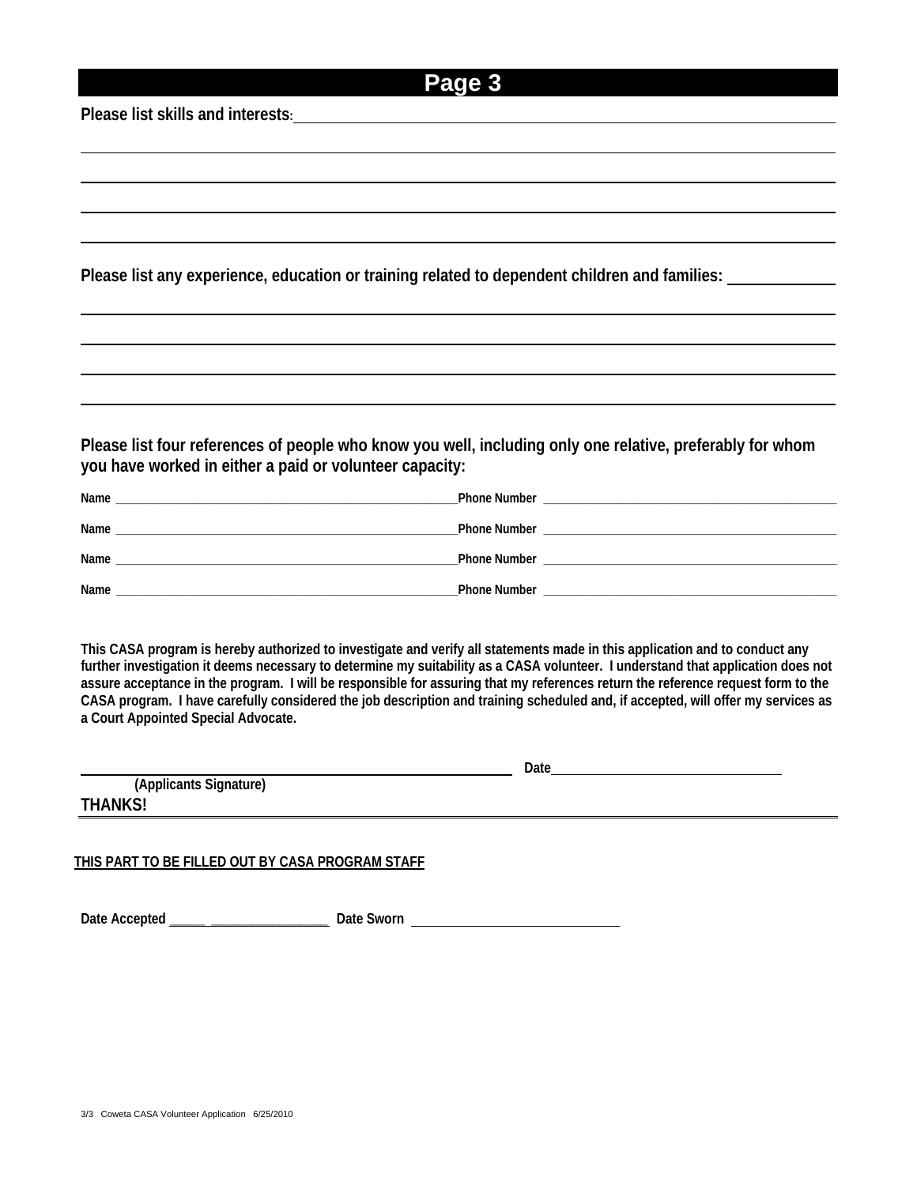# Page 3

**Please list skills and interests:** ______________________________________________

______________________________________________

______________________________________________

______________________________________________

______________________________________________

**Please list any experience, education or training related to dependent children and families:** ______________

______________________________________________

______________________________________________

______________________________________________

______________________________________________

**Please list four references of people who know you well, including only one relative, preferably for whom you have worked in either a paid or volunteer capacity:**

**Name** ______________________________ **Phone Number** ______________________________

**Name** ______________________________ **Phone Number** ______________________________

**Name** ______________________________ **Phone Number** ______________________________

**Name** ______________________________ **Phone Number** ______________________________

**This CASA program is hereby authorized to investigate and verify all statements made in this application and to conduct any further investigation it deems necessary to determine my suitability as a CASA volunteer. I understand that application does not assure acceptance in the program. I will be responsible for assuring that my references return the reference request form to the CASA program. I have carefully considered the job description and training scheduled and, if accepted, will offer my services as a Court Appointed Special Advocate.**

______________________________ **Date** ______________________________

**(Applicants Signature)**

**THANKS!**

**THIS PART TO BE FILLED OUT BY CASA PROGRAM STAFF**

**Date Accepted** _____ ________________ **Date Sworn** ______________________________

3/3 Coweta CASA Volunteer Application 6/25/2010